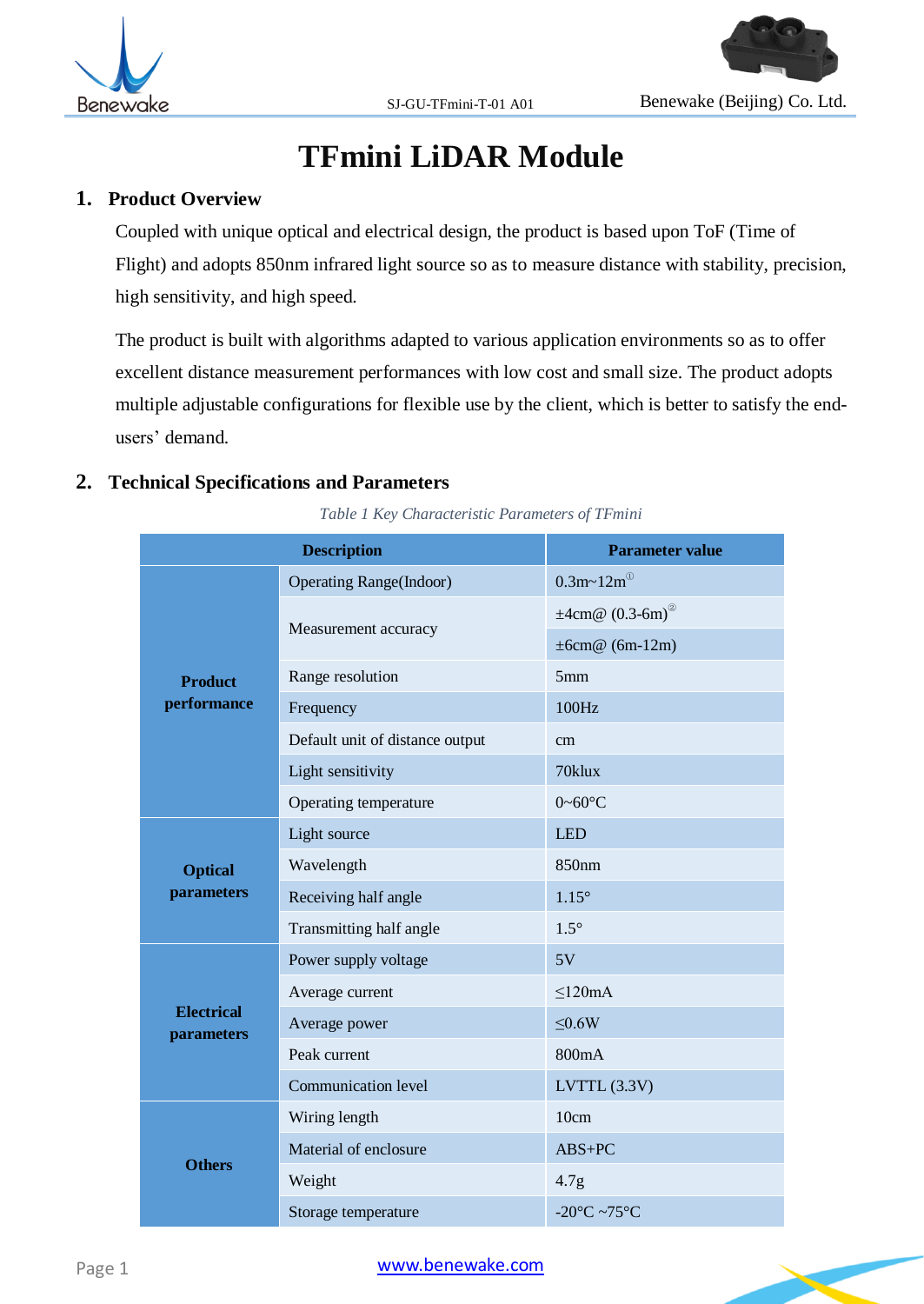# TFmini LiDAR Module

## 1. Product Overview

Coupled with unique optical and electrical design, the product is based upon ToF (Time of Flight) and adopts 850nm infrared light source so as to measure distance with stability, precision, high sensitivity, and high speed.

The product is built with algorithms adapted to various application environments so as to offer excellent distance measurement performances with low cost and small size. The product adopts multiple adjustable configurations for flexible use by the client, which is better to satisfy the end-users' demand.

## 2. Technical Specifications and Parameters

*Table 1 Key Characteristic Parameters of TFmini*

| Description | | Parameter value |
|---|---|---|
| **Product performance** | Operating Range(Indoor) | 0.3m~12m① |
| | Measurement accuracy | ±4cm@ (0.3-6m)② |
| | | ±6cm@ (6m-12m) |
| | Range resolution | 5mm |
| | Frequency | 100Hz |
| | Default unit of distance output | cm |
| | Light sensitivity | 70klux |
| | Operating temperature | 0~60°C |
| **Optical parameters** | Light source | LED |
| | Wavelength | 850nm |
| | Receiving half angle | 1.15° |
| | Transmitting half angle | 1.5° |
| **Electrical parameters** | Power supply voltage | 5V |
| | Average current | ≤120mA |
| | Average power | ≤0.6W |
| | Peak current | 800mA |
| | Communication level | LVTTL (3.3V) |
| **Others** | Wiring length | 10cm |
| | Material of enclosure | ABS+PC |
| | Weight | 4.7g |
| | Storage temperature | -20°C ~75°C |

www.benewake.com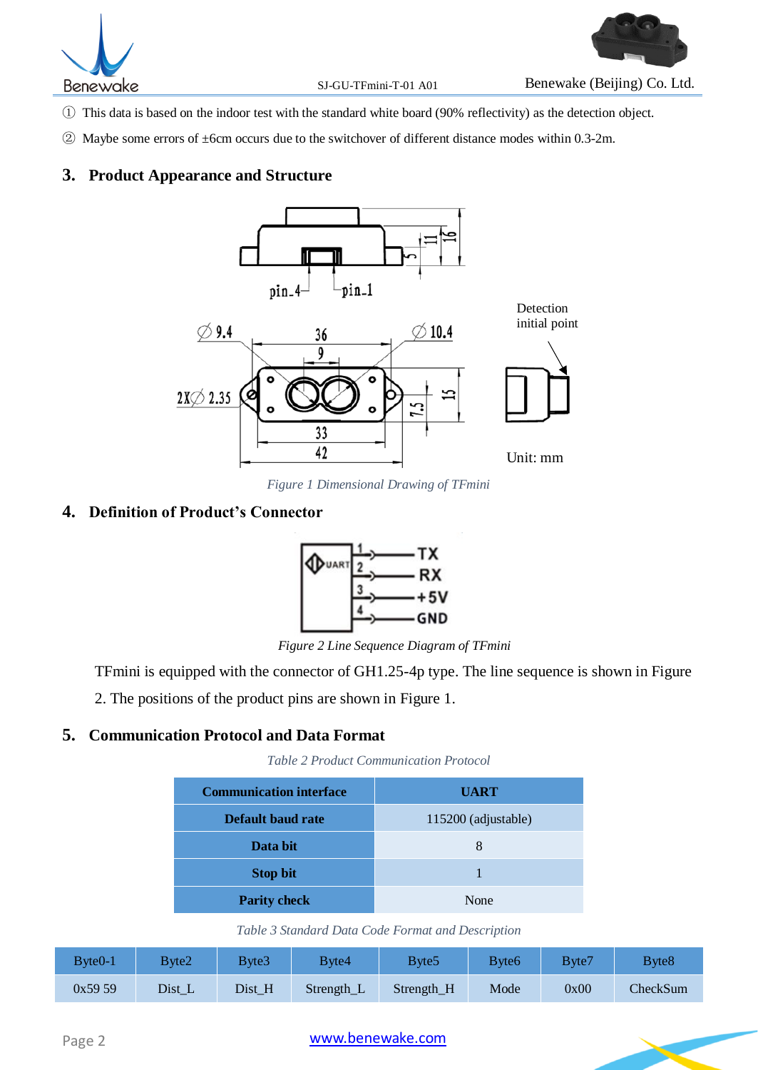① This data is based on the indoor test with the standard white board (90% reflectivity) as the detection object.

② Maybe some errors of ±6cm occurs due to the switchover of different distance modes within 0.3-2m.

## 3. Product Appearance and Structure

*Figure 1 Dimensional Drawing of TFmini*

## 4. Definition of Product's Connector

*Figure 2 Line Sequence Diagram of TFmini*

TFmini is equipped with the connector of GH1.25-4p type. The line sequence is shown in Figure 2. The positions of the product pins are shown in Figure 1.

## 5. Communication Protocol and Data Format

*Table 2 Product Communication Protocol*

| Communication interface | UART |
|---|---|
| Default baud rate | 115200 (adjustable) |
| Data bit | 8 |
| Stop bit | 1 |
| Parity check | None |

*Table 3 Standard Data Code Format and Description*

| Byte0-1 | Byte2 | Byte3 | Byte4 | Byte5 | Byte6 | Byte7 | Byte8 |
|---|---|---|---|---|---|---|---|
| 0x59 59 | Dist_L | Dist_H | Strength_L | Strength_H | Mode | 0x00 | CheckSum |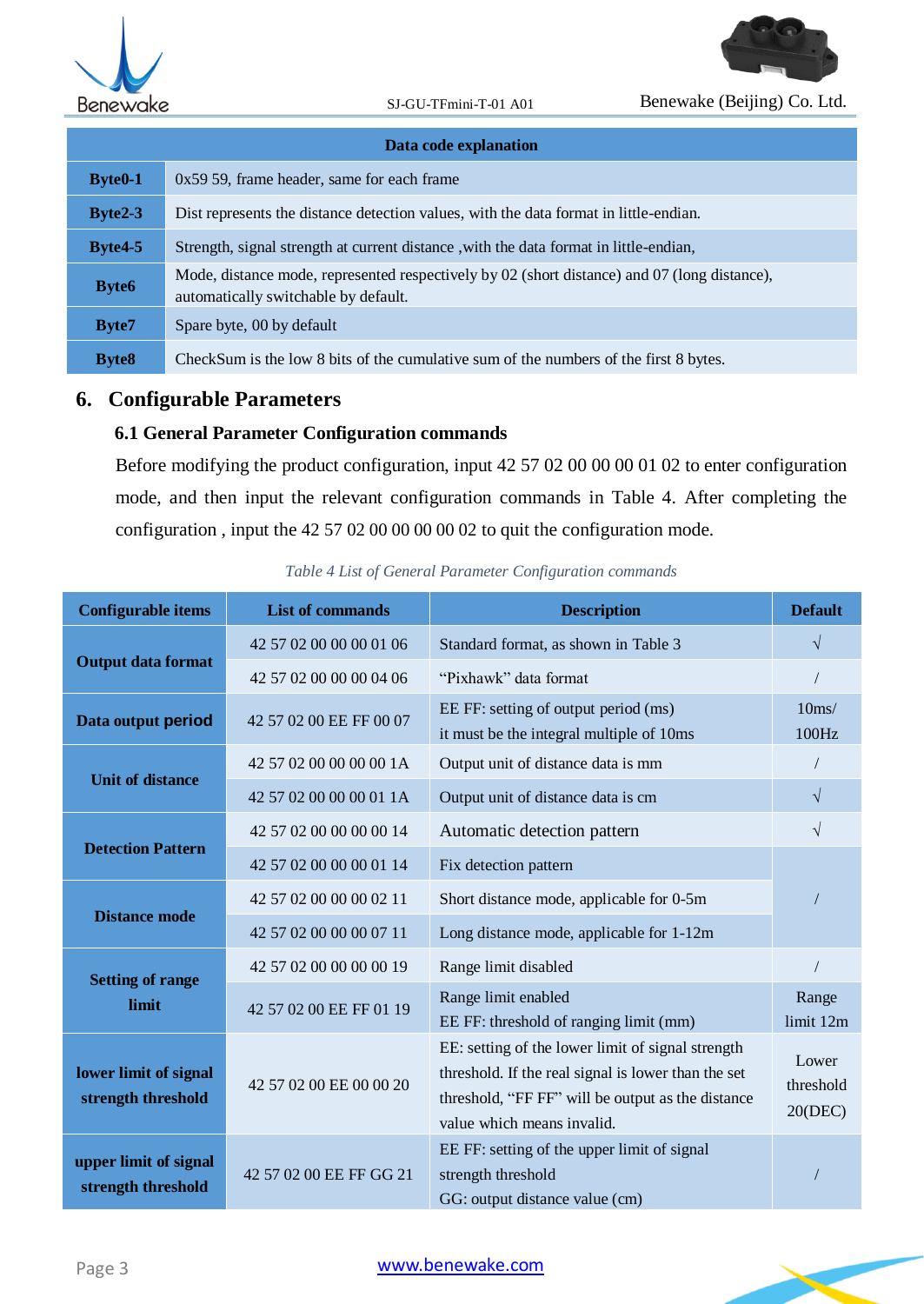| Data code explanation | |
|---|---|
| **Byte0-1** | 0x59 59, frame header, same for each frame |
| **Byte2-3** | Dist represents the distance detection values, with the data format in little-endian. |
| **Byte4-5** | Strength, signal strength at current distance ,with the data format in little-endian, |
| **Byte6** | Mode, distance mode, represented respectively by 02 (short distance) and 07 (long distance), automatically switchable by default. |
| **Byte7** | Spare byte, 00 by default |
| **Byte8** | CheckSum is the low 8 bits of the cumulative sum of the numbers of the first 8 bytes. |

# 6. Configurable Parameters

## 6.1 General Parameter Configuration commands

Before modifying the product configuration, input 42 57 02 00 00 00 01 02 to enter configuration mode, and then input the relevant configuration commands in Table 4. After completing the configuration , input the 42 57 02 00 00 00 00 02 to quit the configuration mode.

*Table 4 List of General Parameter Configuration commands*

| Configurable items | List of commands | Description | Default |
|---|---|---|---|
| **Output data format** | 42 57 02 00 00 00 01 06 | Standard format, as shown in Table 3 | √ |
| | 42 57 02 00 00 00 04 06 | "Pixhawk" data format | / |
| **Data output period** | 42 57 02 00 EE FF 00 07 | EE FF: setting of output period (ms)<br>it must be the integral multiple of 10ms | 10ms/<br>100Hz |
| **Unit of distance** | 42 57 02 00 00 00 00 1A | Output unit of distance data is mm | / |
| | 42 57 02 00 00 00 01 1A | Output unit of distance data is cm | √ |
| **Detection Pattern** | 42 57 02 00 00 00 00 14 | Automatic detection pattern | √ |
| | 42 57 02 00 00 00 01 14 | Fix detection pattern | / |
| **Distance mode** | 42 57 02 00 00 00 02 11 | Short distance mode, applicable for 0-5m | |
| | 42 57 02 00 00 00 07 11 | Long distance mode, applicable for 1-12m | |
| **Setting of range limit** | 42 57 02 00 00 00 00 19 | Range limit disabled | / |
| | 42 57 02 00 EE FF 01 19 | Range limit enabled<br>EE FF: threshold of ranging limit (mm) | Range limit 12m |
| **lower limit of signal strength threshold** | 42 57 02 00 EE 00 00 20 | EE: setting of the lower limit of signal strength threshold. If the real signal is lower than the set threshold, "FF FF" will be output as the distance value which means invalid. | Lower threshold 20(DEC) |
| **upper limit of signal strength threshold** | 42 57 02 00 EE FF GG 21 | EE FF: setting of the upper limit of signal strength threshold<br>GG: output distance value (cm) | / |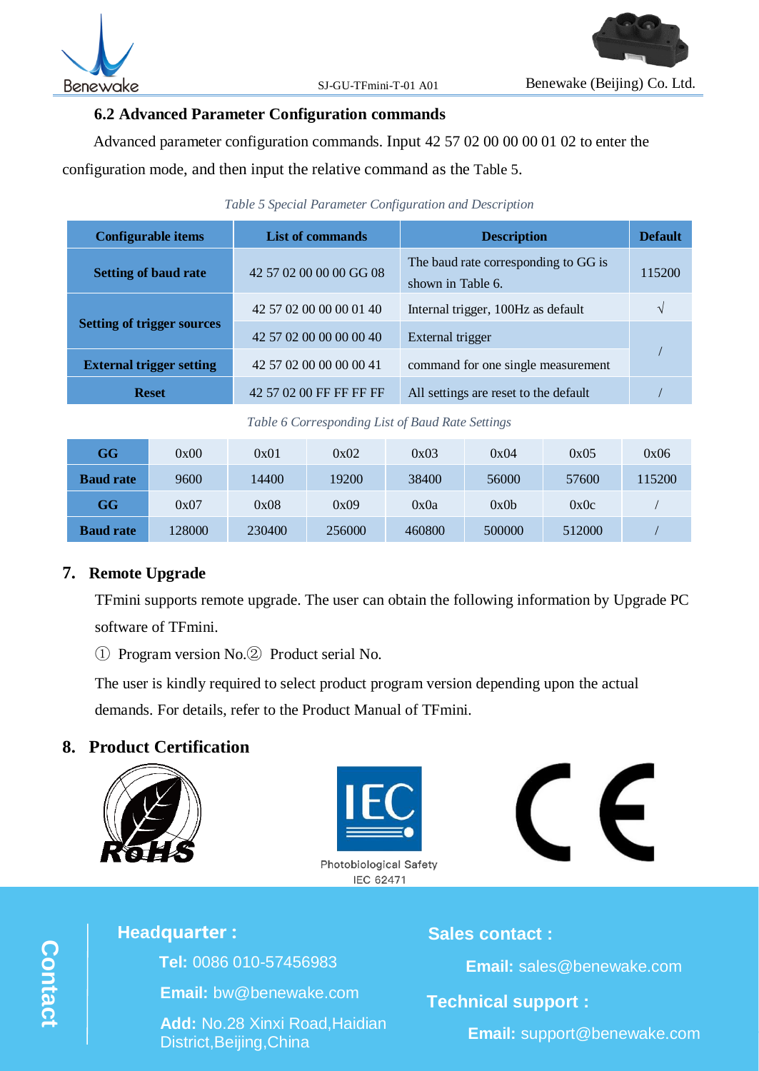### 6.2 Advanced Parameter Configuration commands

Advanced parameter configuration commands. Input 42 57 02 00 00 00 01 02 to enter the configuration mode, and then input the relative command as the Table 5.

*Table 5 Special Parameter Configuration and Description*

| Configurable items | List of commands | Description | Default |
|---|---|---|---|
| Setting of baud rate | 42 57 02 00 00 00 GG 08 | The baud rate corresponding to GG is shown in Table 6. | 115200 |
| Setting of trigger sources | 42 57 02 00 00 00 01 40 | Internal trigger, 100Hz as default | √ |
| | 42 57 02 00 00 00 00 40 | External trigger | / |
| External trigger setting | 42 57 02 00 00 00 00 41 | command for one single measurement | |
| Reset | 42 57 02 00 FF FF FF FF | All settings are reset to the default | / |

*Table 6 Corresponding List of Baud Rate Settings*

| GG | 0x00 | 0x01 | 0x02 | 0x03 | 0x04 | 0x05 | 0x06 |
|---|---|---|---|---|---|---|---|
| Baud rate | 9600 | 14400 | 19200 | 38400 | 56000 | 57600 | 115200 |
| GG | 0x07 | 0x08 | 0x09 | 0x0a | 0x0b | 0x0c | / |
| Baud rate | 128000 | 230400 | 256000 | 460800 | 500000 | 512000 | / |

## 7. Remote Upgrade

TFmini supports remote upgrade. The user can obtain the following information by Upgrade PC software of TFmini.

① Program version No.② Product serial No.

The user is kindly required to select product program version depending upon the actual demands. For details, refer to the Product Manual of TFmini.

## 8. Product Certification

RoHS

IEC

Photobiological Safety
IEC 62471

CE

**Contact**

**Headquarter :**

**Tel:** 0086 010-57456983

**Email:** bw@benewake.com

**Add:** No.28 Xinxi Road,Haidian District,Beijing,China

**Sales contact :**

**Email:** sales@benewake.com

**Technical support :**

**Email:** support@benewake.com